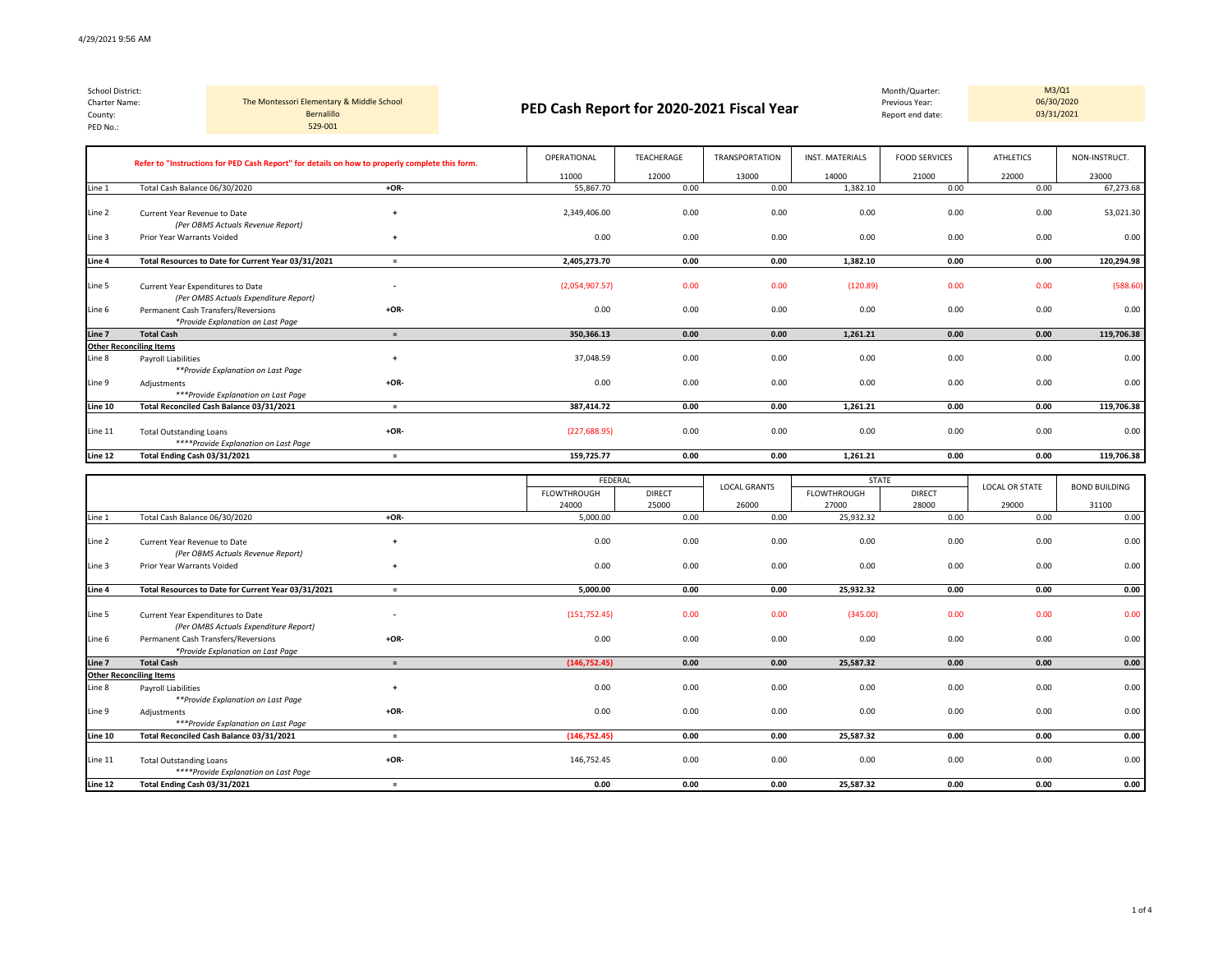4/29/2021 9:56 AM

| | |
|---|---|
| School District: | |
| Charter Name: | The Montessori Elementary & Middle School |
| County: | Bernalillo |
| PED No.: | 529-001 |

# PED Cash Report for 2020-2021 Fiscal Year

| | |
|---|---|
| Month/Quarter: | M3/Q1 |
| Previous Year: | 06/30/2020 |
| Report end date: | 03/31/2021 |

**Refer to "Instructions for PED Cash Report" for details on how to properly complete this form.**

| | | | OPERATIONAL | TEACHERAGE | TRANSPORTATION | INST. MATERIALS | FOOD SERVICES | ATHLETICS | NON-INSTRUCT. |
|---|---|---|---|---|---|---|---|---|---|
| | | | 11000 | 12000 | 13000 | 14000 | 21000 | 22000 | 23000 |
| Line 1 | Total Cash Balance 06/30/2020 | +OR- | 55,867.70 | 0.00 | 0.00 | 1,382.10 | 0.00 | 0.00 | 67,273.68 |
| Line 2 | Current Year Revenue to Date *(Per OBMS Actuals Revenue Report)* | + | 2,349,406.00 | 0.00 | 0.00 | 0.00 | 0.00 | 0.00 | 53,021.30 |
| Line 3 | Prior Year Warrants Voided | + | 0.00 | 0.00 | 0.00 | 0.00 | 0.00 | 0.00 | 0.00 |
| **Line 4** | **Total Resources to Date for Current Year 03/31/2021** | = | **2,405,273.70** | **0.00** | **0.00** | **1,382.10** | **0.00** | **0.00** | **120,294.98** |
| Line 5 | Current Year Expenditures to Date *(Per OMBS Actuals Expenditure Report)* | - | (2,054,907.57) | 0.00 | 0.00 | (120.89) | 0.00 | 0.00 | (588.60) |
| Line 6 | Permanent Cash Transfers/Reversions *\*Provide Explanation on Last Page* | +OR- | 0.00 | 0.00 | 0.00 | 0.00 | 0.00 | 0.00 | 0.00 |
| **Line 7** | **Total Cash** | = | **350,366.13** | **0.00** | **0.00** | **1,261.21** | **0.00** | **0.00** | **119,706.38** |
| **Other Reconciling Items** | | | | | | | | | |
| Line 8 | Payroll Liabilities *\*\*Provide Explanation on Last Page* | + | 37,048.59 | 0.00 | 0.00 | 0.00 | 0.00 | 0.00 | 0.00 |
| Line 9 | Adjustments *\*\*\*Provide Explanation on Last Page* | +OR- | 0.00 | 0.00 | 0.00 | 0.00 | 0.00 | 0.00 | 0.00 |
| **Line 10** | **Total Reconciled Cash Balance 03/31/2021** | = | **387,414.72** | **0.00** | **0.00** | **1,261.21** | **0.00** | **0.00** | **119,706.38** |
| Line 11 | Total Outstanding Loans *\*\*\*\*Provide Explanation on Last Page* | +OR- | (227,688.95) | 0.00 | 0.00 | 0.00 | 0.00 | 0.00 | 0.00 |
| **Line 12** | **Total Ending Cash 03/31/2021** | = | **159,725.77** | **0.00** | **0.00** | **1,261.21** | **0.00** | **0.00** | **119,706.38** |

| | | | FEDERAL | | LOCAL GRANTS | STATE | | LOCAL OR STATE | BOND BUILDING |
|---|---|---|---|---|---|---|---|---|---|
| | | | FLOWTHROUGH | DIRECT | | FLOWTHROUGH | DIRECT | | |
| | | | 24000 | 25000 | 26000 | 27000 | 28000 | 29000 | 31100 |
| Line 1 | Total Cash Balance 06/30/2020 | +OR- | 5,000.00 | 0.00 | 0.00 | 25,932.32 | 0.00 | 0.00 | 0.00 |
| Line 2 | Current Year Revenue to Date *(Per OBMS Actuals Revenue Report)* | + | 0.00 | 0.00 | 0.00 | 0.00 | 0.00 | 0.00 | 0.00 |
| Line 3 | Prior Year Warrants Voided | + | 0.00 | 0.00 | 0.00 | 0.00 | 0.00 | 0.00 | 0.00 |
| **Line 4** | **Total Resources to Date for Current Year 03/31/2021** | = | **5,000.00** | **0.00** | **0.00** | **25,932.32** | **0.00** | **0.00** | **0.00** |
| Line 5 | Current Year Expenditures to Date *(Per OMBS Actuals Expenditure Report)* | - | (151,752.45) | 0.00 | 0.00 | (345.00) | 0.00 | 0.00 | 0.00 |
| Line 6 | Permanent Cash Transfers/Reversions *\*Provide Explanation on Last Page* | +OR- | 0.00 | 0.00 | 0.00 | 0.00 | 0.00 | 0.00 | 0.00 |
| **Line 7** | **Total Cash** | = | **(146,752.45)** | **0.00** | **0.00** | **25,587.32** | **0.00** | **0.00** | **0.00** |
| **Other Reconciling Items** | | | | | | | | | |
| Line 8 | Payroll Liabilities *\*\*Provide Explanation on Last Page* | + | 0.00 | 0.00 | 0.00 | 0.00 | 0.00 | 0.00 | 0.00 |
| Line 9 | Adjustments *\*\*\*Provide Explanation on Last Page* | +OR- | 0.00 | 0.00 | 0.00 | 0.00 | 0.00 | 0.00 | 0.00 |
| **Line 10** | **Total Reconciled Cash Balance 03/31/2021** | = | **(146,752.45)** | **0.00** | **0.00** | **25,587.32** | **0.00** | **0.00** | **0.00** |
| Line 11 | Total Outstanding Loans *\*\*\*\*Provide Explanation on Last Page* | +OR- | 146,752.45 | 0.00 | 0.00 | 0.00 | 0.00 | 0.00 | 0.00 |
| **Line 12** | **Total Ending Cash 03/31/2021** | = | **0.00** | **0.00** | **0.00** | **25,587.32** | **0.00** | **0.00** | **0.00** |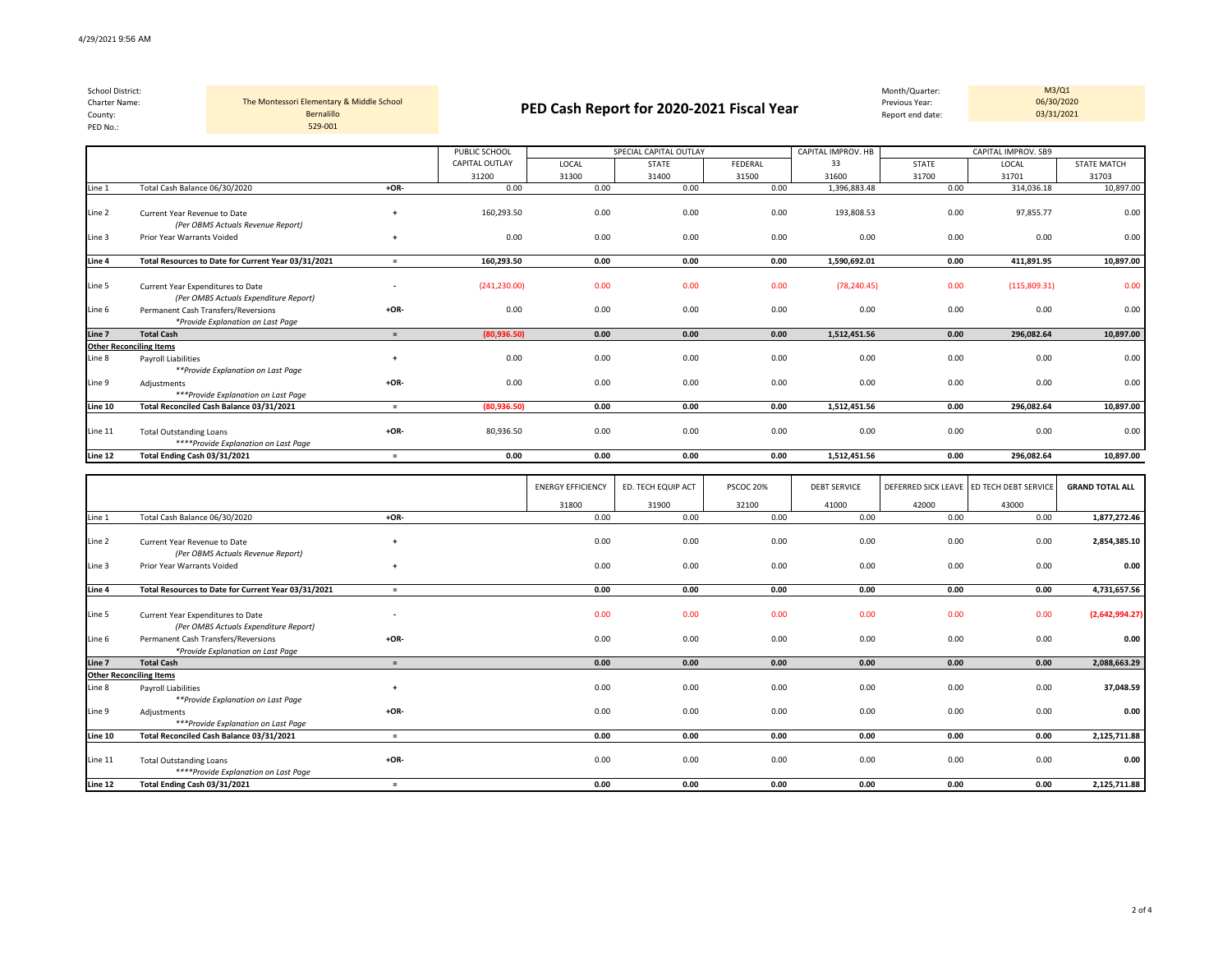| | |
|---|---|
| School District: | |
| Charter Name: | The Montessori Elementary & Middle School |
| County: | Bernalillo |
| PED No.: | 529-001 |

# PED Cash Report for 2020-2021 Fiscal Year

| | |
|---|---|
| Month/Quarter: | M3/Q1 |
| Previous Year: | 06/30/2020 |
| Report end date: | 03/31/2021 |

| | | | PUBLIC SCHOOL CAPITAL OUTLAY | SPECIAL CAPITAL OUTLAY | | | CAPITAL IMPROV. HB 33 | CAPITAL IMPROV. SB9 | | |
|---|---|---|---|---|---|---|---|---|---|---|
| | | | | LOCAL | STATE | FEDERAL | | STATE | LOCAL | STATE MATCH |
| | | | 31200 | 31300 | 31400 | 31500 | 31600 | 31700 | 31701 | 31703 |
| Line 1 | Total Cash Balance 06/30/2020 | +OR- | 0.00 | 0.00 | 0.00 | 0.00 | 1,396,883.48 | 0.00 | 314,036.18 | 10,897.00 |
| Line 2 | Current Year Revenue to Date *(Per OBMS Actuals Revenue Report)* | + | 160,293.50 | 0.00 | 0.00 | 0.00 | 193,808.53 | 0.00 | 97,855.77 | 0.00 |
| Line 3 | Prior Year Warrants Voided | + | 0.00 | 0.00 | 0.00 | 0.00 | 0.00 | 0.00 | 0.00 | 0.00 |
| **Line 4** | **Total Resources to Date for Current Year 03/31/2021** | = | **160,293.50** | **0.00** | **0.00** | **0.00** | **1,590,692.01** | **0.00** | **411,891.95** | **10,897.00** |
| Line 5 | Current Year Expenditures to Date *(Per OMBS Actuals Expenditure Report)* | - | (241,230.00) | 0.00 | 0.00 | 0.00 | (78,240.45) | 0.00 | (115,809.31) | 0.00 |
| Line 6 | Permanent Cash Transfers/Reversions *\*Provide Explanation on Last Page* | +OR- | 0.00 | 0.00 | 0.00 | 0.00 | 0.00 | 0.00 | 0.00 | 0.00 |
| **Line 7** | **Total Cash** | = | **(80,936.50)** | **0.00** | **0.00** | **0.00** | **1,512,451.56** | **0.00** | **296,082.64** | **10,897.00** |
| **Other Reconciling Items** | | | | | | | | | | |
| Line 8 | Payroll Liabilities *\*\*Provide Explanation on Last Page* | + | 0.00 | 0.00 | 0.00 | 0.00 | 0.00 | 0.00 | 0.00 | 0.00 |
| Line 9 | Adjustments *\*\*\*Provide Explanation on Last Page* | +OR- | 0.00 | 0.00 | 0.00 | 0.00 | 0.00 | 0.00 | 0.00 | 0.00 |
| **Line 10** | **Total Reconciled Cash Balance 03/31/2021** | = | **(80,936.50)** | **0.00** | **0.00** | **0.00** | **1,512,451.56** | **0.00** | **296,082.64** | **10,897.00** |
| Line 11 | Total Outstanding Loans *\*\*\*\*Provide Explanation on Last Page* | +OR- | 80,936.50 | 0.00 | 0.00 | 0.00 | 0.00 | 0.00 | 0.00 | 0.00 |
| **Line 12** | **Total Ending Cash 03/31/2021** | = | **0.00** | **0.00** | **0.00** | **0.00** | **1,512,451.56** | **0.00** | **296,082.64** | **10,897.00** |

| | | | ENERGY EFFICIENCY | ED. TECH EQUIP ACT | PSCOC 20% | DEBT SERVICE | DEFERRED SICK LEAVE | ED TECH DEBT SERVICE | **GRAND TOTAL ALL** |
|---|---|---|---|---|---|---|---|---|---|
| | | | 31800 | 31900 | 32100 | 41000 | 42000 | 43000 | |
| Line 1 | Total Cash Balance 06/30/2020 | +OR- | 0.00 | 0.00 | 0.00 | 0.00 | 0.00 | 0.00 | **1,877,272.46** |
| Line 2 | Current Year Revenue to Date *(Per OBMS Actuals Revenue Report)* | + | 0.00 | 0.00 | 0.00 | 0.00 | 0.00 | 0.00 | **2,854,385.10** |
| Line 3 | Prior Year Warrants Voided | + | 0.00 | 0.00 | 0.00 | 0.00 | 0.00 | 0.00 | **0.00** |
| **Line 4** | **Total Resources to Date for Current Year 03/31/2021** | = | **0.00** | **0.00** | **0.00** | **0.00** | **0.00** | **0.00** | **4,731,657.56** |
| Line 5 | Current Year Expenditures to Date *(Per OMBS Actuals Expenditure Report)* | - | 0.00 | 0.00 | 0.00 | 0.00 | 0.00 | 0.00 | **(2,642,994.27)** |
| Line 6 | Permanent Cash Transfers/Reversions *\*Provide Explanation on Last Page* | +OR- | 0.00 | 0.00 | 0.00 | 0.00 | 0.00 | 0.00 | **0.00** |
| **Line 7** | **Total Cash** | = | **0.00** | **0.00** | **0.00** | **0.00** | **0.00** | **0.00** | **2,088,663.29** |
| **Other Reconciling Items** | | | | | | | | | |
| Line 8 | Payroll Liabilities *\*\*Provide Explanation on Last Page* | + | 0.00 | 0.00 | 0.00 | 0.00 | 0.00 | 0.00 | **37,048.59** |
| Line 9 | Adjustments *\*\*\*Provide Explanation on Last Page* | +OR- | 0.00 | 0.00 | 0.00 | 0.00 | 0.00 | 0.00 | **0.00** |
| **Line 10** | **Total Reconciled Cash Balance 03/31/2021** | = | **0.00** | **0.00** | **0.00** | **0.00** | **0.00** | **0.00** | **2,125,711.88** |
| Line 11 | Total Outstanding Loans *\*\*\*\*Provide Explanation on Last Page* | +OR- | 0.00 | 0.00 | 0.00 | 0.00 | 0.00 | 0.00 | **0.00** |
| **Line 12** | **Total Ending Cash 03/31/2021** | = | **0.00** | **0.00** | **0.00** | **0.00** | **0.00** | **0.00** | **2,125,711.88** |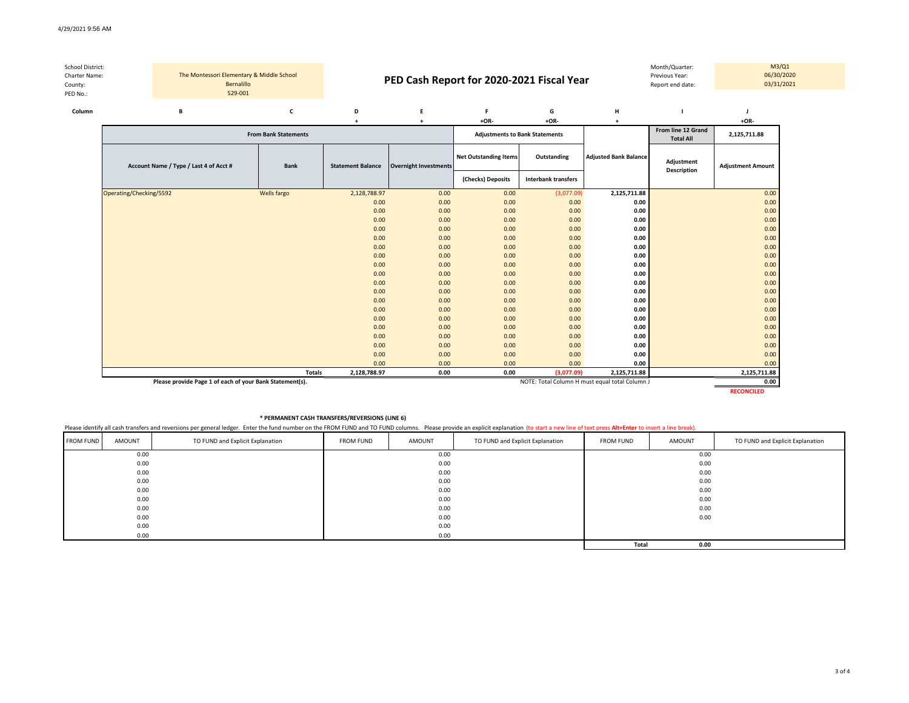4/29/2021 9:56 AM

School District:
Charter Name: The Montessori Elementary & Middle School
County: Bernalillo
PED No.: 529-001

# PED Cash Report for 2020-2021 Fiscal Year

Month/Quarter: M3/Q1
Previous Year: 06/30/2020
Report end date: 03/31/2021

| Column | B | C | D | E | F | G | H | I | J |
|---|---|---|---|---|---|---|---|---|---|
| | | | + | + | +OR- | +OR- | + | | +OR- |
| | From Bank Statements | | | | Adjustments to Bank Statements | | | From line 12 Grand Total All | 2,125,711.88 |
| | Account Name / Type / Last 4 of Acct # | Bank | Statement Balance | Overnight Investments | Net Outstanding Items (Checks) Deposits | Outstanding Interbank transfers | Adjusted Bank Balance | Adjustment Description | Adjustment Amount |
| | Operating/Checking/5592 | Wells fargo | 2,128,788.97 | 0.00 | 0.00 | (3,077.09) | **2,125,711.88** | | 0.00 |
| | | | 0.00 | 0.00 | 0.00 | 0.00 | **0.00** | | 0.00 |
| | | | 0.00 | 0.00 | 0.00 | 0.00 | **0.00** | | 0.00 |
| | | | 0.00 | 0.00 | 0.00 | 0.00 | **0.00** | | 0.00 |
| | | | 0.00 | 0.00 | 0.00 | 0.00 | **0.00** | | 0.00 |
| | | | 0.00 | 0.00 | 0.00 | 0.00 | **0.00** | | 0.00 |
| | | | 0.00 | 0.00 | 0.00 | 0.00 | **0.00** | | 0.00 |
| | | | 0.00 | 0.00 | 0.00 | 0.00 | **0.00** | | 0.00 |
| | | | 0.00 | 0.00 | 0.00 | 0.00 | **0.00** | | 0.00 |
| | | | 0.00 | 0.00 | 0.00 | 0.00 | **0.00** | | 0.00 |
| | | | 0.00 | 0.00 | 0.00 | 0.00 | **0.00** | | 0.00 |
| | | | 0.00 | 0.00 | 0.00 | 0.00 | **0.00** | | 0.00 |
| | | | 0.00 | 0.00 | 0.00 | 0.00 | **0.00** | | 0.00 |
| | | | 0.00 | 0.00 | 0.00 | 0.00 | **0.00** | | 0.00 |
| | | | 0.00 | 0.00 | 0.00 | 0.00 | **0.00** | | 0.00 |
| | | | 0.00 | 0.00 | 0.00 | 0.00 | **0.00** | | 0.00 |
| | | | 0.00 | 0.00 | 0.00 | 0.00 | **0.00** | | 0.00 |
| | | | 0.00 | 0.00 | 0.00 | 0.00 | **0.00** | | 0.00 |
| | | | 0.00 | 0.00 | 0.00 | 0.00 | **0.00** | | 0.00 |
| | | | 0.00 | 0.00 | 0.00 | 0.00 | **0.00** | | 0.00 |
| | | **Totals** | **2,128,788.97** | **0.00** | **0.00** | **(3,077.09)** | **2,125,711.88** | | **2,125,711.88** |
| | **Please provide Page 1 of each of your Bank Statement(s).** | | | | | NOTE: Total Column H must equal total Column J | | | **0.00** |
| | | | | | | | | | **RECONCILED** |

**\* PERMANENT CASH TRANSFERS/REVERSIONS (LINE 6)**

Please identify all cash transfers and reversions per general ledger. Enter the fund number on the FROM FUND and TO FUND columns. Please provide an explicit explanation (to start a new line of text press **Alt+Enter** to insert a line break).

| FROM FUND | AMOUNT | TO FUND and Explicit Explanation | FROM FUND | AMOUNT | TO FUND and Explicit Explanation | FROM FUND | AMOUNT | TO FUND and Explicit Explanation |
|---|---|---|---|---|---|---|---|---|
| | 0.00 | | | 0.00 | | | 0.00 | |
| | 0.00 | | | 0.00 | | | 0.00 | |
| | 0.00 | | | 0.00 | | | 0.00 | |
| | 0.00 | | | 0.00 | | | 0.00 | |
| | 0.00 | | | 0.00 | | | 0.00 | |
| | 0.00 | | | 0.00 | | | 0.00 | |
| | 0.00 | | | 0.00 | | | 0.00 | |
| | 0.00 | | | 0.00 | | | 0.00 | |
| | 0.00 | | | 0.00 | | | | |
| | 0.00 | | | 0.00 | | | | |
| | | | | | | **Total** | **0.00** | |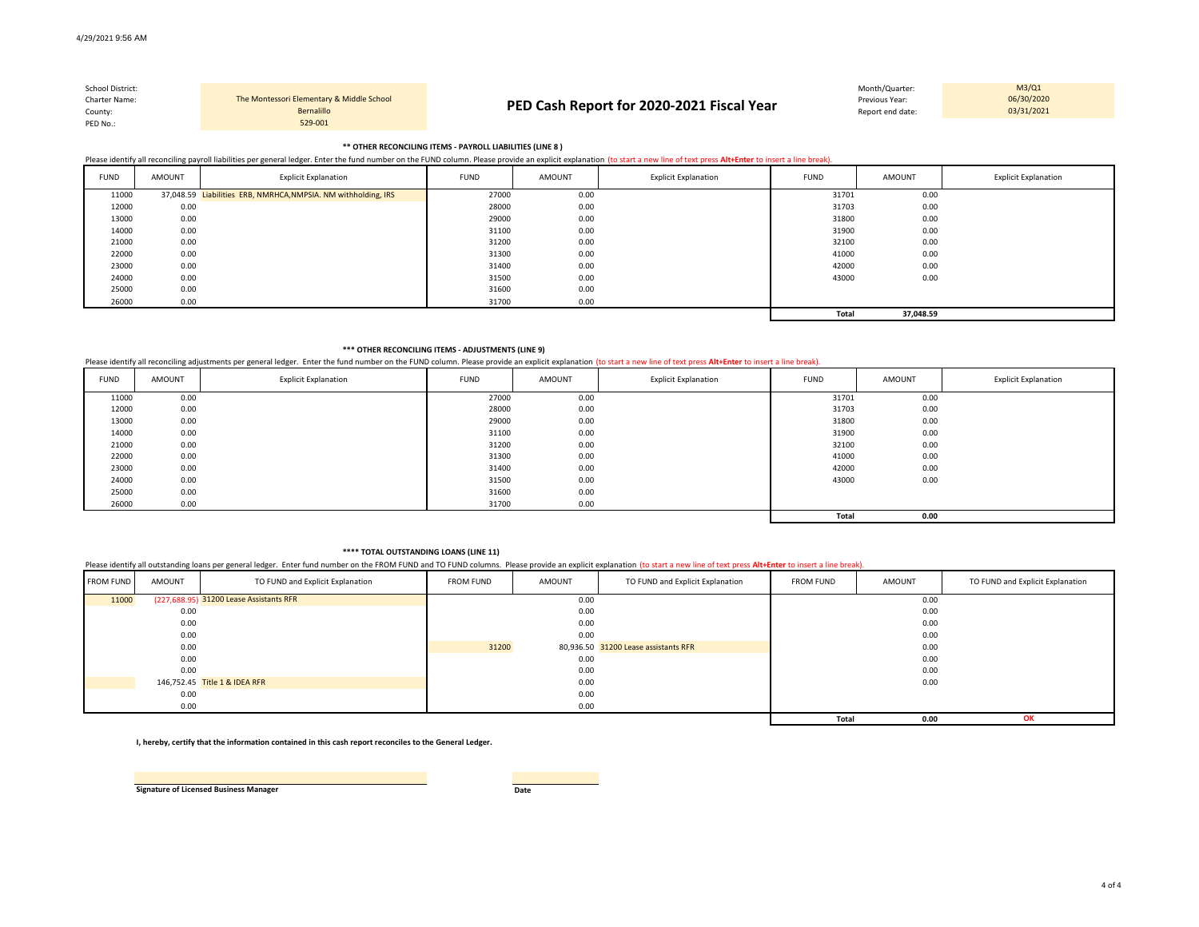4/29/2021 9:56 AM

| | | | | | |
|---|---|---|---|---|---|
| School District: | | | | Month/Quarter: | M3/Q1 |
| Charter Name: | The Montessori Elementary & Middle School | | | Previous Year: | 06/30/2020 |
| County: | Bernalillo | | | Report end date: | 03/31/2021 |
| PED No.: | 529-001 | | | | |

# PED Cash Report for 2020-2021 Fiscal Year

### ** OTHER RECONCILING ITEMS - PAYROLL LIABILITIES (LINE 8 )

Please identify all reconciling payroll liabilities per general ledger. Enter the fund number on the FUND column. Please provide an explicit explanation (to start a new line of text press **Alt+Enter** to insert a line break).

| FUND | AMOUNT | Explicit Explanation | FUND | AMOUNT | Explicit Explanation | FUND | AMOUNT | Explicit Explanation |
|---|---|---|---|---|---|---|---|---|
| 11000 | 37,048.59 | Liabilities ERB, NMRHCA,NMPSIA. NM withholding, IRS | 27000 | 0.00 | | 31701 | 0.00 | |
| 12000 | 0.00 | | 28000 | 0.00 | | 31703 | 0.00 | |
| 13000 | 0.00 | | 29000 | 0.00 | | 31800 | 0.00 | |
| 14000 | 0.00 | | 31100 | 0.00 | | 31900 | 0.00 | |
| 21000 | 0.00 | | 31200 | 0.00 | | 32100 | 0.00 | |
| 22000 | 0.00 | | 31300 | 0.00 | | 41000 | 0.00 | |
| 23000 | 0.00 | | 31400 | 0.00 | | 42000 | 0.00 | |
| 24000 | 0.00 | | 31500 | 0.00 | | 43000 | 0.00 | |
| 25000 | 0.00 | | 31600 | 0.00 | | | | |
| 26000 | 0.00 | | 31700 | 0.00 | | | | |
| | | | | | | Total | 37,048.59 | |

### *** OTHER RECONCILING ITEMS - ADJUSTMENTS (LINE 9)

Please identify all reconciling adjustments per general ledger. Enter the fund number on the FUND column. Please provide an explicit explanation (to start a new line of text press **Alt+Enter** to insert a line break).

| FUND | AMOUNT | Explicit Explanation | FUND | AMOUNT | Explicit Explanation | FUND | AMOUNT | Explicit Explanation |
|---|---|---|---|---|---|---|---|---|
| 11000 | 0.00 | | 27000 | 0.00 | | 31701 | 0.00 | |
| 12000 | 0.00 | | 28000 | 0.00 | | 31703 | 0.00 | |
| 13000 | 0.00 | | 29000 | 0.00 | | 31800 | 0.00 | |
| 14000 | 0.00 | | 31100 | 0.00 | | 31900 | 0.00 | |
| 21000 | 0.00 | | 31200 | 0.00 | | 32100 | 0.00 | |
| 22000 | 0.00 | | 31300 | 0.00 | | 41000 | 0.00 | |
| 23000 | 0.00 | | 31400 | 0.00 | | 42000 | 0.00 | |
| 24000 | 0.00 | | 31500 | 0.00 | | 43000 | 0.00 | |
| 25000 | 0.00 | | 31600 | 0.00 | | | | |
| 26000 | 0.00 | | 31700 | 0.00 | | | | |
| | | | | | | Total | 0.00 | |

### **** TOTAL OUTSTANDING LOANS (LINE 11)

Please identify all outstanding loans per general ledger. Enter fund number on the FROM FUND and TO FUND columns. Please provide an explicit explanation (to start a new line of text press **Alt+Enter** to insert a line break).

| FROM FUND | AMOUNT | TO FUND and Explicit Explanation | FROM FUND | AMOUNT | TO FUND and Explicit Explanation | FROM FUND | AMOUNT | TO FUND and Explicit Explanation |
|---|---|---|---|---|---|---|---|---|
| 11000 | (227,688.95) | 31200 Lease Assistants RFR | | 0.00 | | | 0.00 | |
| | 0.00 | | | 0.00 | | | 0.00 | |
| | 0.00 | | | 0.00 | | | 0.00 | |
| | 0.00 | | | 0.00 | | | 0.00 | |
| | 0.00 | | 31200 | 80,936.50 | 31200 Lease assistants RFR | | 0.00 | |
| | 0.00 | | | 0.00 | | | 0.00 | |
| | 0.00 | | | 0.00 | | | 0.00 | |
| | 146,752.45 | Title 1 & IDEA RFR | | 0.00 | | | 0.00 | |
| | 0.00 | | | 0.00 | | | | |
| | 0.00 | | | 0.00 | | | | |
| | | | | | | Total | 0.00 | OK |

**I, hereby, certify that the information contained in this cash report reconciles to the General Ledger.**

**Signature of Licensed Business Manager**

**Date**